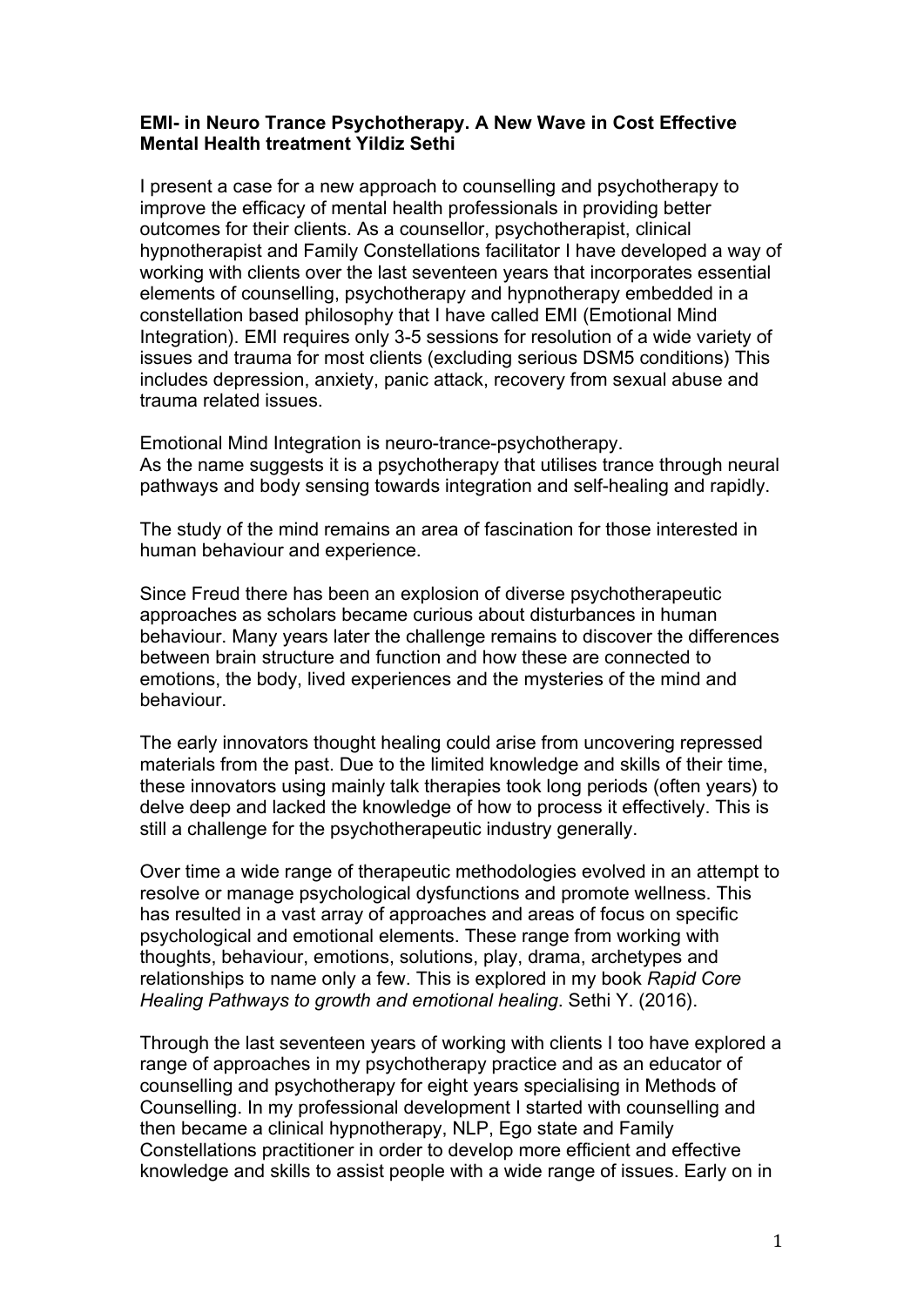**EMI- in Neuro Trance Psychotherapy. A New Wave in Cost Effective Mental Health treatment Yildiz Sethi**

I present a case for a new approach to counselling and psychotherapy to improve the efficacy of mental health professionals in providing better outcomes for their clients. As a counsellor, psychotherapist, clinical hypnotherapist and Family Constellations facilitator I have developed a way of working with clients over the last seventeen years that incorporates essential elements of counselling, psychotherapy and hypnotherapy embedded in a constellation based philosophy that I have called EMI (Emotional Mind Integration). EMI requires only 3-5 sessions for resolution of a wide variety of issues and trauma for most clients (excluding serious DSM5 conditions) This includes depression, anxiety, panic attack, recovery from sexual abuse and trauma related issues.

Emotional Mind Integration is neuro-trance-psychotherapy.
As the name suggests it is a psychotherapy that utilises trance through neural pathways and body sensing towards integration and self-healing and rapidly.

The study of the mind remains an area of fascination for those interested in human behaviour and experience.

Since Freud there has been an explosion of diverse psychotherapeutic approaches as scholars became curious about disturbances in human behaviour. Many years later the challenge remains to discover the differences between brain structure and function and how these are connected to emotions, the body, lived experiences and the mysteries of the mind and behaviour.

The early innovators thought healing could arise from uncovering repressed materials from the past. Due to the limited knowledge and skills of their time, these innovators using mainly talk therapies took long periods (often years) to delve deep and lacked the knowledge of how to process it effectively. This is still a challenge for the psychotherapeutic industry generally.

Over time a wide range of therapeutic methodologies evolved in an attempt to resolve or manage psychological dysfunctions and promote wellness. This has resulted in a vast array of approaches and areas of focus on specific psychological and emotional elements. These range from working with thoughts, behaviour, emotions, solutions, play, drama, archetypes and relationships to name only a few. This is explored in my book *Rapid Core Healing Pathways to growth and emotional healing*. Sethi Y. (2016).

Through the last seventeen years of working with clients I too have explored a range of approaches in my psychotherapy practice and as an educator of counselling and psychotherapy for eight years specialising in Methods of Counselling. In my professional development I started with counselling and then became a clinical hypnotherapy, NLP, Ego state and Family Constellations practitioner in order to develop more efficient and effective knowledge and skills to assist people with a wide range of issues. Early on in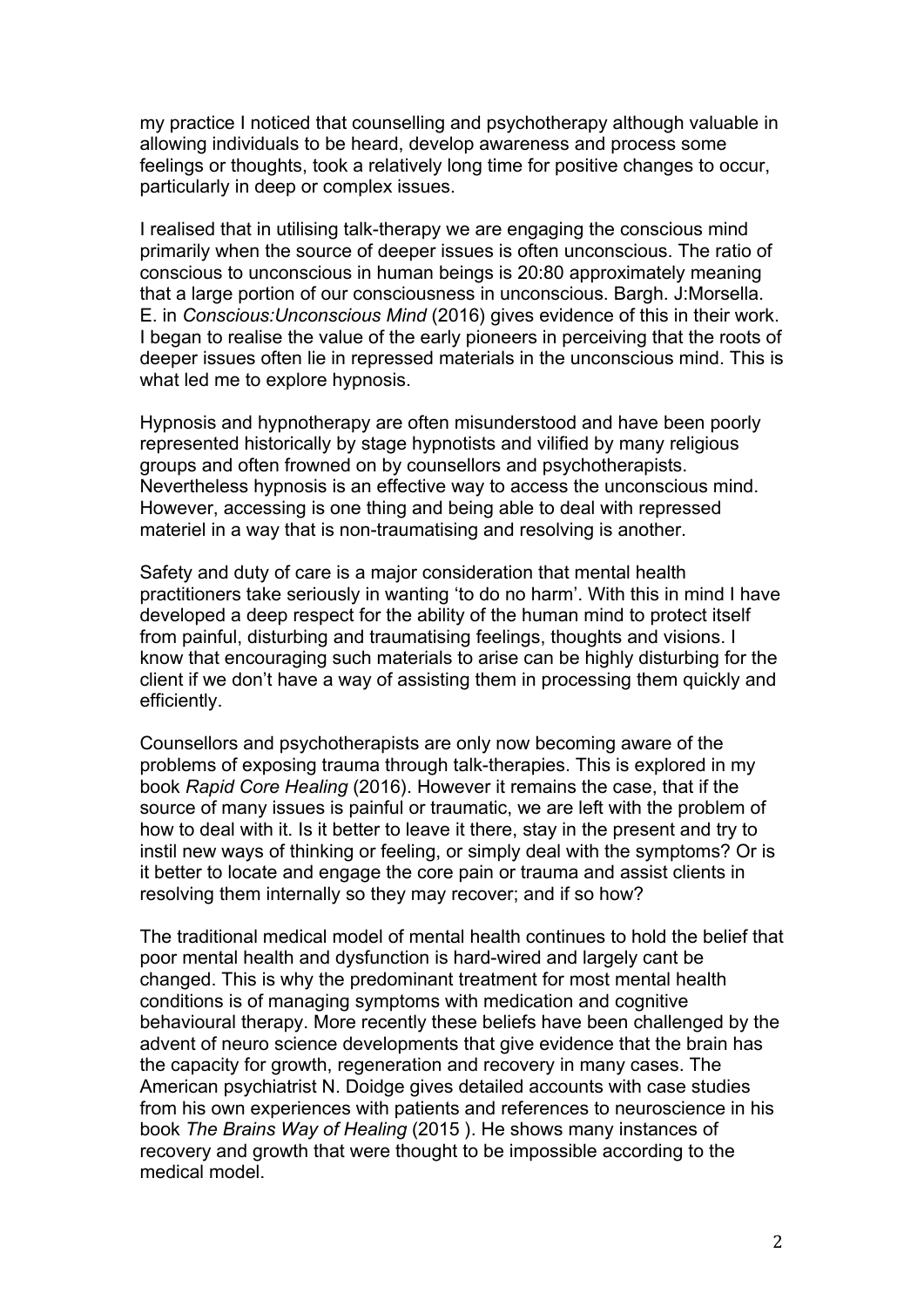my practice I noticed that counselling and psychotherapy although valuable in allowing individuals to be heard, develop awareness and process some feelings or thoughts, took a relatively long time for positive changes to occur, particularly in deep or complex issues.

I realised that in utilising talk-therapy we are engaging the conscious mind primarily when the source of deeper issues is often unconscious. The ratio of conscious to unconscious in human beings is 20:80 approximately meaning that a large portion of our consciousness in unconscious. Bargh. J:Morsella. E. in *Conscious:Unconscious Mind* (2016) gives evidence of this in their work. I began to realise the value of the early pioneers in perceiving that the roots of deeper issues often lie in repressed materials in the unconscious mind. This is what led me to explore hypnosis.

Hypnosis and hypnotherapy are often misunderstood and have been poorly represented historically by stage hypnotists and vilified by many religious groups and often frowned on by counsellors and psychotherapists. Nevertheless hypnosis is an effective way to access the unconscious mind. However, accessing is one thing and being able to deal with repressed materiel in a way that is non-traumatising and resolving is another.

Safety and duty of care is a major consideration that mental health practitioners take seriously in wanting 'to do no harm'. With this in mind I have developed a deep respect for the ability of the human mind to protect itself from painful, disturbing and traumatising feelings, thoughts and visions. I know that encouraging such materials to arise can be highly disturbing for the client if we don't have a way of assisting them in processing them quickly and efficiently.

Counsellors and psychotherapists are only now becoming aware of the problems of exposing trauma through talk-therapies. This is explored in my book *Rapid Core Healing* (2016). However it remains the case, that if the source of many issues is painful or traumatic, we are left with the problem of how to deal with it. Is it better to leave it there, stay in the present and try to instil new ways of thinking or feeling, or simply deal with the symptoms? Or is it better to locate and engage the core pain or trauma and assist clients in resolving them internally so they may recover; and if so how?

The traditional medical model of mental health continues to hold the belief that poor mental health and dysfunction is hard-wired and largely cant be changed. This is why the predominant treatment for most mental health conditions is of managing symptoms with medication and cognitive behavioural therapy. More recently these beliefs have been challenged by the advent of neuro science developments that give evidence that the brain has the capacity for growth, regeneration and recovery in many cases. The American psychiatrist N. Doidge gives detailed accounts with case studies from his own experiences with patients and references to neuroscience in his book *The Brains Way of Healing* (2015 ). He shows many instances of recovery and growth that were thought to be impossible according to the medical model.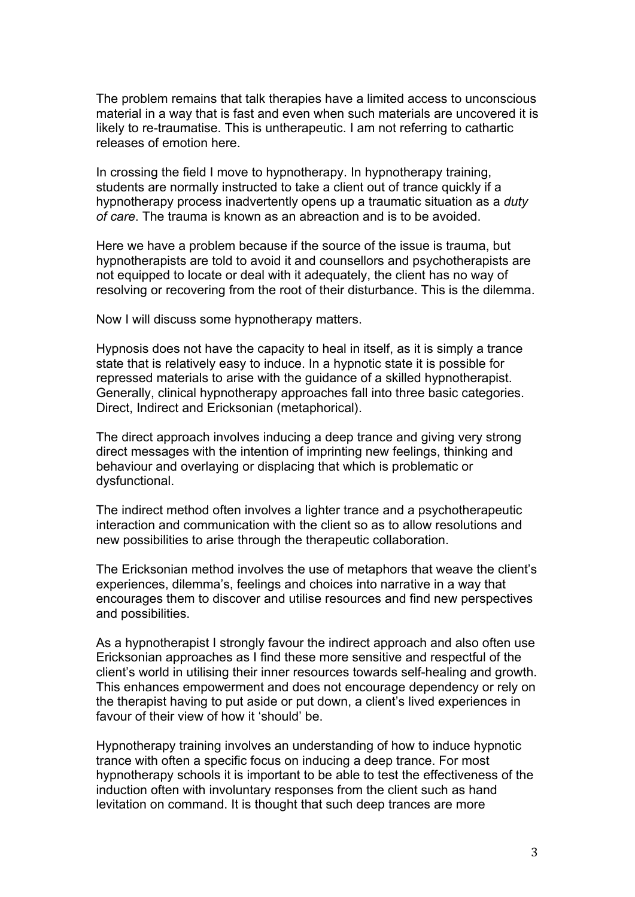The problem remains that talk therapies have a limited access to unconscious material in a way that is fast and even when such materials are uncovered it is likely to re-traumatise. This is untherapeutic. I am not referring to cathartic releases of emotion here.

In crossing the field I move to hypnotherapy. In hypnotherapy training, students are normally instructed to take a client out of trance quickly if a hypnotherapy process inadvertently opens up a traumatic situation as a *duty of care*. The trauma is known as an abreaction and is to be avoided.

Here we have a problem because if the source of the issue is trauma, but hypnotherapists are told to avoid it and counsellors and psychotherapists are not equipped to locate or deal with it adequately, the client has no way of resolving or recovering from the root of their disturbance. This is the dilemma.

Now I will discuss some hypnotherapy matters.

Hypnosis does not have the capacity to heal in itself, as it is simply a trance state that is relatively easy to induce. In a hypnotic state it is possible for repressed materials to arise with the guidance of a skilled hypnotherapist. Generally, clinical hypnotherapy approaches fall into three basic categories. Direct, Indirect and Ericksonian (metaphorical).

The direct approach involves inducing a deep trance and giving very strong direct messages with the intention of imprinting new feelings, thinking and behaviour and overlaying or displacing that which is problematic or dysfunctional.

The indirect method often involves a lighter trance and a psychotherapeutic interaction and communication with the client so as to allow resolutions and new possibilities to arise through the therapeutic collaboration.

The Ericksonian method involves the use of metaphors that weave the client's experiences, dilemma's, feelings and choices into narrative in a way that encourages them to discover and utilise resources and find new perspectives and possibilities.

As a hypnotherapist I strongly favour the indirect approach and also often use Ericksonian approaches as I find these more sensitive and respectful of the client's world in utilising their inner resources towards self-healing and growth. This enhances empowerment and does not encourage dependency or rely on the therapist having to put aside or put down, a client's lived experiences in favour of their view of how it 'should' be.

Hypnotherapy training involves an understanding of how to induce hypnotic trance with often a specific focus on inducing a deep trance. For most hypnotherapy schools it is important to be able to test the effectiveness of the induction often with involuntary responses from the client such as hand levitation on command. It is thought that such deep trances are more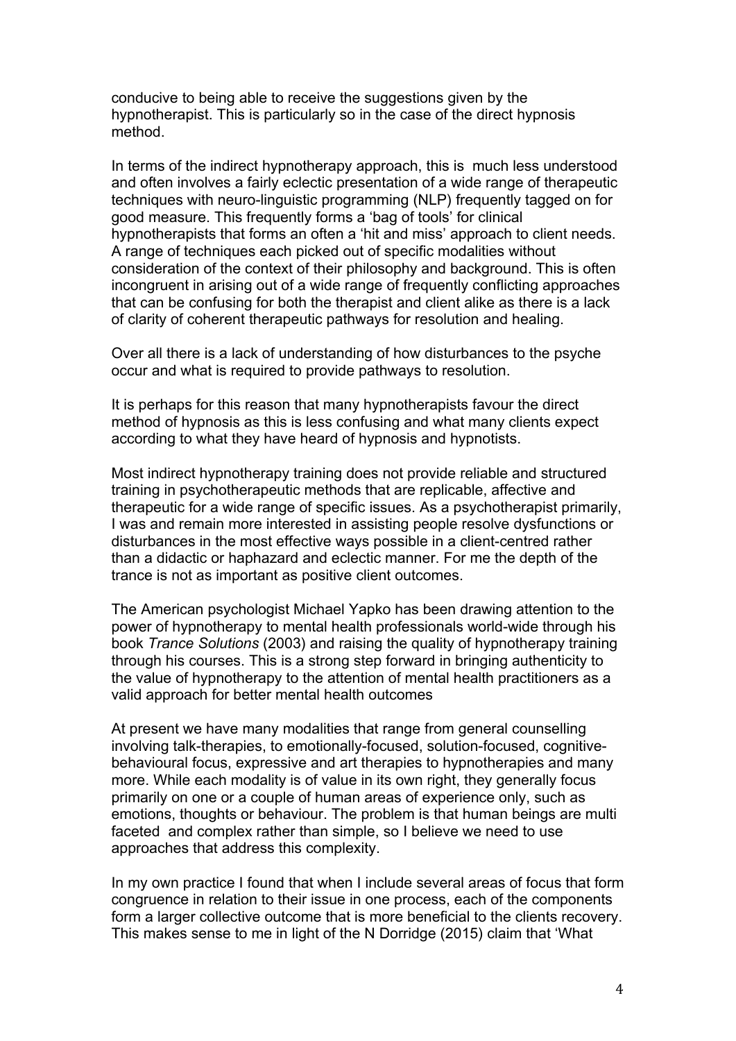conducive to being able to receive the suggestions given by the hypnotherapist. This is particularly so in the case of the direct hypnosis method.

In terms of the indirect hypnotherapy approach, this is much less understood and often involves a fairly eclectic presentation of a wide range of therapeutic techniques with neuro-linguistic programming (NLP) frequently tagged on for good measure. This frequently forms a 'bag of tools' for clinical hypnotherapists that forms an often a 'hit and miss' approach to client needs. A range of techniques each picked out of specific modalities without consideration of the context of their philosophy and background. This is often incongruent in arising out of a wide range of frequently conflicting approaches that can be confusing for both the therapist and client alike as there is a lack of clarity of coherent therapeutic pathways for resolution and healing.

Over all there is a lack of understanding of how disturbances to the psyche occur and what is required to provide pathways to resolution.

It is perhaps for this reason that many hypnotherapists favour the direct method of hypnosis as this is less confusing and what many clients expect according to what they have heard of hypnosis and hypnotists.

Most indirect hypnotherapy training does not provide reliable and structured training in psychotherapeutic methods that are replicable, affective and therapeutic for a wide range of specific issues. As a psychotherapist primarily, I was and remain more interested in assisting people resolve dysfunctions or disturbances in the most effective ways possible in a client-centred rather than a didactic or haphazard and eclectic manner. For me the depth of the trance is not as important as positive client outcomes.

The American psychologist Michael Yapko has been drawing attention to the power of hypnotherapy to mental health professionals world-wide through his book *Trance Solutions* (2003) and raising the quality of hypnotherapy training through his courses. This is a strong step forward in bringing authenticity to the value of hypnotherapy to the attention of mental health practitioners as a valid approach for better mental health outcomes

At present we have many modalities that range from general counselling involving talk-therapies, to emotionally-focused, solution-focused, cognitive-behavioural focus, expressive and art therapies to hypnotherapies and many more. While each modality is of value in its own right, they generally focus primarily on one or a couple of human areas of experience only, such as emotions, thoughts or behaviour. The problem is that human beings are multi faceted and complex rather than simple, so I believe we need to use approaches that address this complexity.

In my own practice I found that when I include several areas of focus that form congruence in relation to their issue in one process, each of the components form a larger collective outcome that is more beneficial to the clients recovery. This makes sense to me in light of the N Dorridge (2015) claim that 'What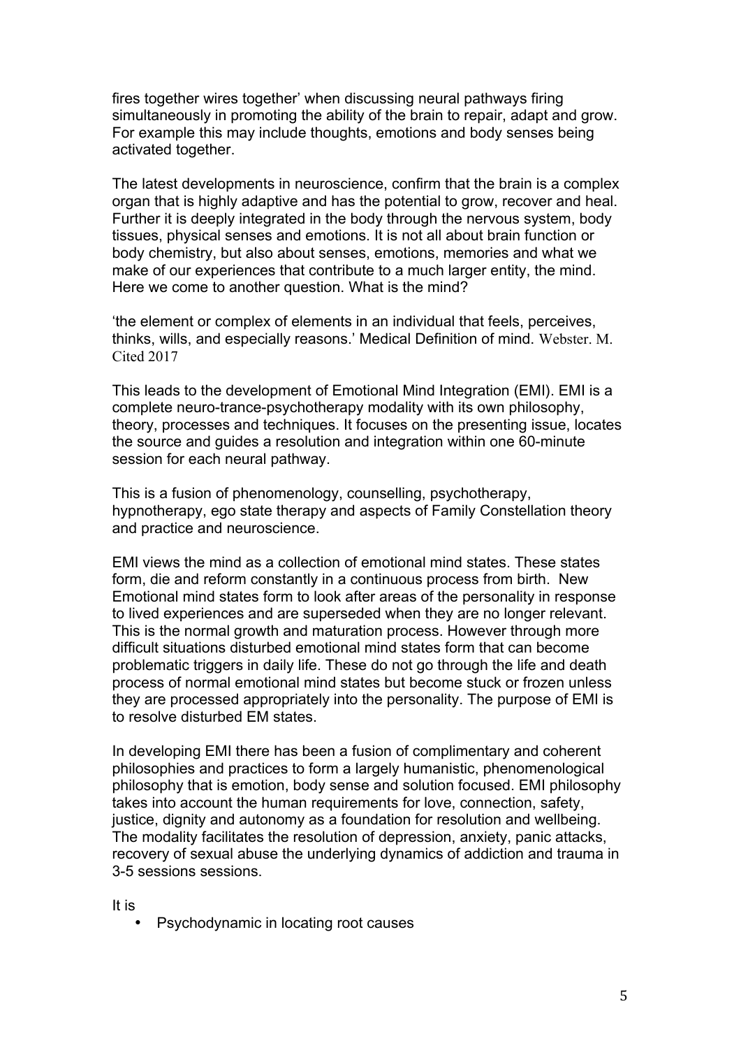fires together wires together' when discussing neural pathways firing simultaneously in promoting the ability of the brain to repair, adapt and grow. For example this may include thoughts, emotions and body senses being activated together.

The latest developments in neuroscience, confirm that the brain is a complex organ that is highly adaptive and has the potential to grow, recover and heal. Further it is deeply integrated in the body through the nervous system, body tissues, physical senses and emotions. It is not all about brain function or body chemistry, but also about senses, emotions, memories and what we make of our experiences that contribute to a much larger entity, the mind. Here we come to another question. What is the mind?

'the element or complex of elements in an individual that feels, perceives, thinks, wills, and especially reasons.' Medical Definition of mind. Webster. M. Cited 2017

This leads to the development of Emotional Mind Integration (EMI). EMI is a complete neuro-trance-psychotherapy modality with its own philosophy, theory, processes and techniques. It focuses on the presenting issue, locates the source and guides a resolution and integration within one 60-minute session for each neural pathway.

This is a fusion of phenomenology, counselling, psychotherapy, hypnotherapy, ego state therapy and aspects of Family Constellation theory and practice and neuroscience.

EMI views the mind as a collection of emotional mind states. These states form, die and reform constantly in a continuous process from birth. New Emotional mind states form to look after areas of the personality in response to lived experiences and are superseded when they are no longer relevant. This is the normal growth and maturation process. However through more difficult situations disturbed emotional mind states form that can become problematic triggers in daily life. These do not go through the life and death process of normal emotional mind states but become stuck or frozen unless they are processed appropriately into the personality. The purpose of EMI is to resolve disturbed EM states.

In developing EMI there has been a fusion of complimentary and coherent philosophies and practices to form a largely humanistic, phenomenological philosophy that is emotion, body sense and solution focused. EMI philosophy takes into account the human requirements for love, connection, safety, justice, dignity and autonomy as a foundation for resolution and wellbeing. The modality facilitates the resolution of depression, anxiety, panic attacks, recovery of sexual abuse the underlying dynamics of addiction and trauma in 3-5 sessions sessions.

It is

- Psychodynamic in locating root causes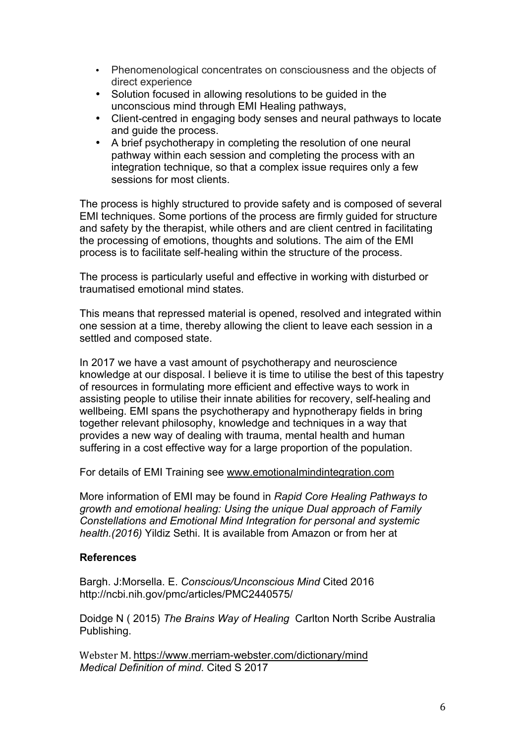- Phenomenological concentrates on consciousness and the objects of direct experience
- Solution focused in allowing resolutions to be guided in the unconscious mind through EMI Healing pathways,
- Client-centred in engaging body senses and neural pathways to locate and guide the process.
- A brief psychotherapy in completing the resolution of one neural pathway within each session and completing the process with an integration technique, so that a complex issue requires only a few sessions for most clients.

The process is highly structured to provide safety and is composed of several EMI techniques. Some portions of the process are firmly guided for structure and safety by the therapist, while others and are client centred in facilitating the processing of emotions, thoughts and solutions. The aim of the EMI process is to facilitate self-healing within the structure of the process.

The process is particularly useful and effective in working with disturbed or traumatised emotional mind states.

This means that repressed material is opened, resolved and integrated within one session at a time, thereby allowing the client to leave each session in a settled and composed state.

In 2017 we have a vast amount of psychotherapy and neuroscience knowledge at our disposal. I believe it is time to utilise the best of this tapestry of resources in formulating more efficient and effective ways to work in assisting people to utilise their innate abilities for recovery, self-healing and wellbeing. EMI spans the psychotherapy and hypnotherapy fields in bring together relevant philosophy, knowledge and techniques in a way that provides a new way of dealing with trauma, mental health and human suffering in a cost effective way for a large proportion of the population.

For details of EMI Training see www.emotionalmindintegration.com

More information of EMI may be found in *Rapid Core Healing Pathways to growth and emotional healing: Using the unique Dual approach of Family Constellations and Emotional Mind Integration for personal and systemic health.(2016)* Yildiz Sethi. It is available from Amazon or from her at

**References**

Bargh. J:Morsella. E. *Conscious/Unconscious Mind* Cited 2016 http://ncbi.nih.gov/pmc/articles/PMC2440575/

Doidge N ( 2015) *The Brains Way of Healing* Carlton North Scribe Australia Publishing.

Webster M. https://www.merriam-webster.com/dictionary/mind *Medical Definition of mind*. Cited S 2017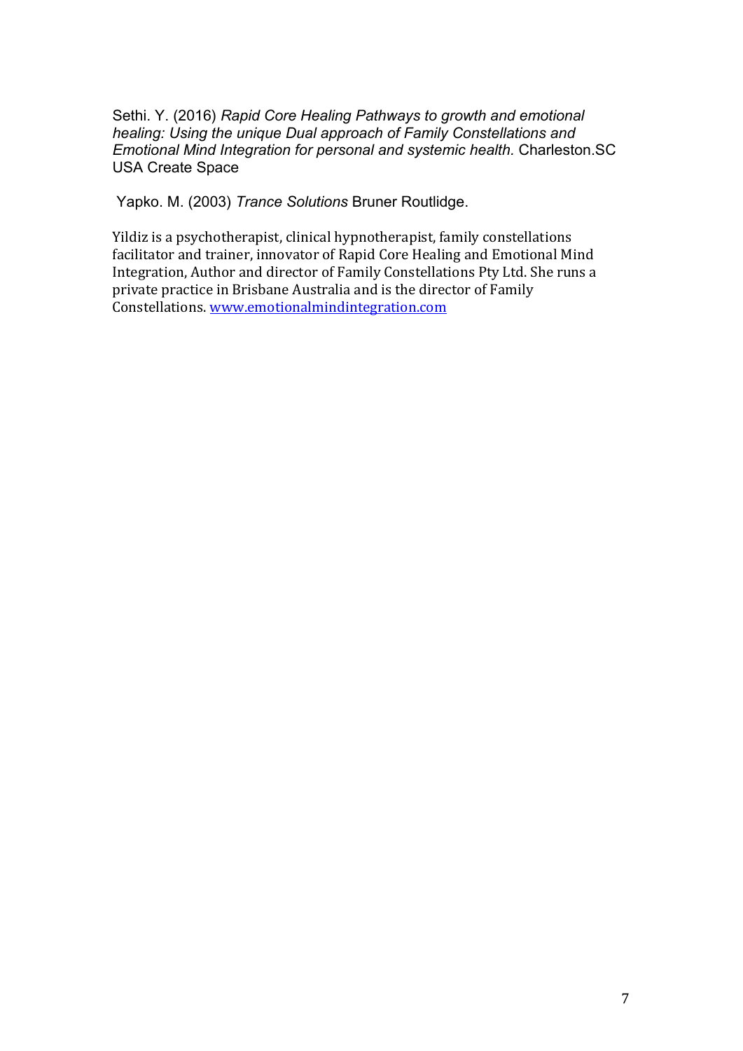Sethi. Y. (2016) *Rapid Core Healing Pathways to growth and emotional healing: Using the unique Dual approach of Family Constellations and Emotional Mind Integration for personal and systemic health.* Charleston.SC USA Create Space

Yapko. M. (2003) *Trance Solutions* Bruner Routlidge.

Yildiz is a psychotherapist, clinical hypnotherapist, family constellations facilitator and trainer, innovator of Rapid Core Healing and Emotional Mind Integration, Author and director of Family Constellations Pty Ltd. She runs a private practice in Brisbane Australia and is the director of Family Constellations. www.emotionalmindintegration.com